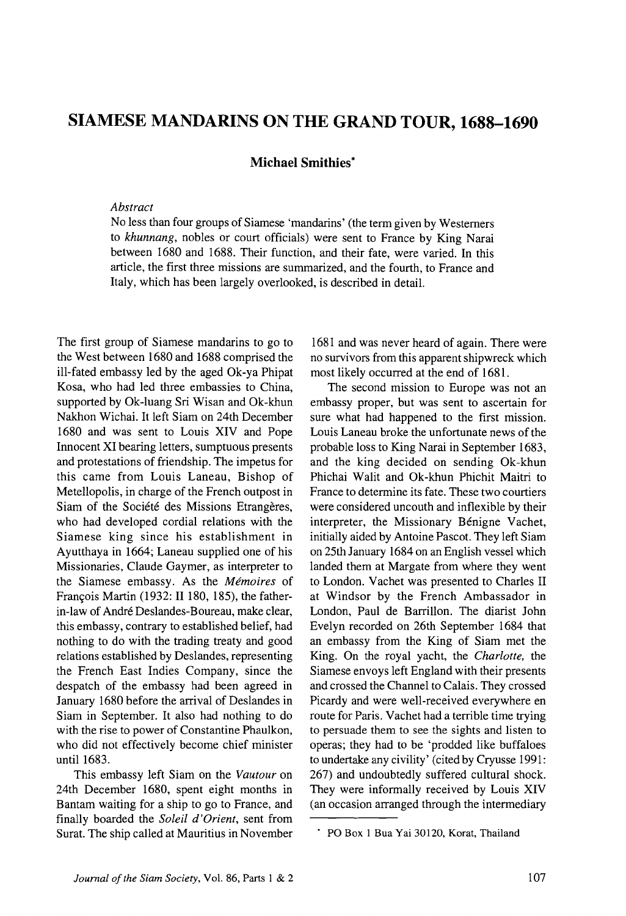# SIAMESE MANDARINS ON THE GRAND TOUR, 1688–1690

**Michael Smithies***

*Abstract*

No less than four groups of Siamese 'mandarins' (the term given by Westerners to *khunnang*, nobles or court officials) were sent to France by King Narai between 1680 and 1688. Their function, and their fate, were varied. In this article, the first three missions are summarized, and the fourth, to France and Italy, which has been largely overlooked, is described in detail.

The first group of Siamese mandarins to go to the West between 1680 and 1688 comprised the ill-fated embassy led by the aged Ok-ya Phipat Kosa, who had led three embassies to China, supported by Ok-luang Sri Wisan and Ok-khun Nakhon Wichai. It left Siam on 24th December 1680 and was sent to Louis XIV and Pope Innocent XI bearing letters, sumptuous presents and protestations of friendship. The impetus for this came from Louis Laneau, Bishop of Metellopolis, in charge of the French outpost in Siam of the Société des Missions Etrangères, who had developed cordial relations with the Siamese king since his establishment in Ayutthaya in 1664; Laneau supplied one of his Missionaries, Claude Gaymer, as interpreter to the Siamese embassy. As the *Mémoires* of François Martin (1932: II 180, 185), the father-in-law of André Deslandes-Boureau, make clear, this embassy, contrary to established belief, had nothing to do with the trading treaty and good relations established by Deslandes, representing the French East Indies Company, since the despatch of the embassy had been agreed in January 1680 before the arrival of Deslandes in Siam in September. It also had nothing to do with the rise to power of Constantine Phaulkon, who did not effectively become chief minister until 1683.

This embassy left Siam on the *Vautour* on 24th December 1680, spent eight months in Bantam waiting for a ship to go to France, and finally boarded the *Soleil d'Orient*, sent from Surat. The ship called at Mauritius in November 1681 and was never heard of again. There were no survivors from this apparent shipwreck which most likely occurred at the end of 1681.

The second mission to Europe was not an embassy proper, but was sent to ascertain for sure what had happened to the first mission. Louis Laneau broke the unfortunate news of the probable loss to King Narai in September 1683, and the king decided on sending Ok-khun Phichai Walit and Ok-khun Phichit Maitri to France to determine its fate. These two courtiers were considered uncouth and inflexible by their interpreter, the Missionary Bénigne Vachet, initially aided by Antoine Pascot. They left Siam on 25th January 1684 on an English vessel which landed them at Margate from where they went to London. Vachet was presented to Charles II at Windsor by the French Ambassador in London, Paul de Barrillon. The diarist John Evelyn recorded on 26th September 1684 that an embassy from the King of Siam met the King. On the royal yacht, the *Charlotte*, the Siamese envoys left England with their presents and crossed the Channel to Calais. They crossed Picardy and were well-received everywhere en route for Paris. Vachet had a terrible time trying to persuade them to see the sights and listen to operas; they had to be 'prodded like buffaloes to undertake any civility' (cited by Cryusse 1991: 267) and undoubtedly suffered cultural shock. They were informally received by Louis XIV (an occasion arranged through the intermediary

---

* PO Box 1 Bua Yai 30120, Korat, Thailand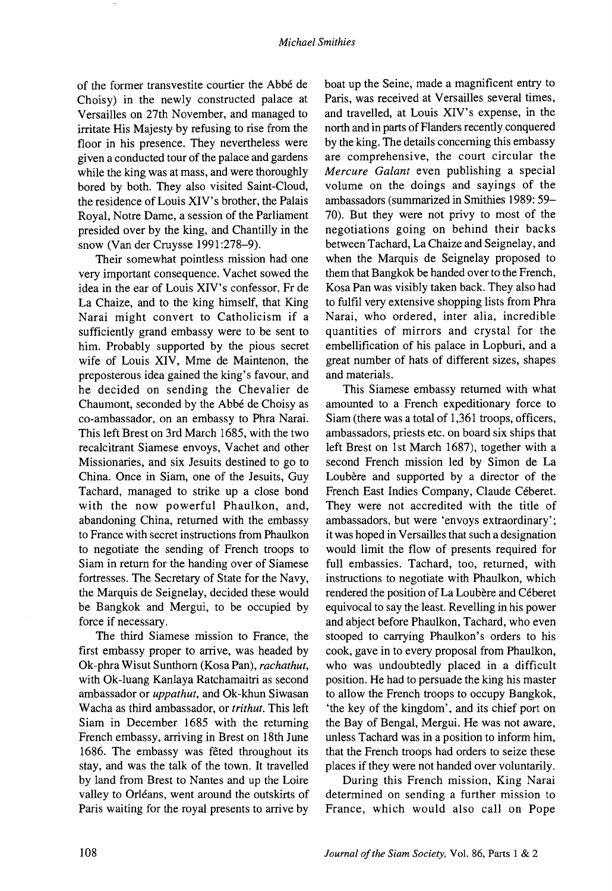of the former transvestite courtier the Abbé de Choisy) in the newly constructed palace at Versailles on 27th November, and managed to irritate His Majesty by refusing to rise from the floor in his presence. They nevertheless were given a conducted tour of the palace and gardens while the king was at mass, and were thoroughly bored by both. They also visited Saint-Cloud, the residence of Louis XIV's brother, the Palais Royal, Notre Dame, a session of the Parliament presided over by the king, and Chantilly in the snow (Van der Cruysse 1991:278–9).

Their somewhat pointless mission had one very important consequence. Vachet sowed the idea in the ear of Louis XIV's confessor, Fr de La Chaize, and to the king himself, that King Narai might convert to Catholicism if a sufficiently grand embassy were to be sent to him. Probably supported by the pious secret wife of Louis XIV, Mme de Maintenon, the preposterous idea gained the king's favour, and he decided on sending the Chevalier de Chaumont, seconded by the Abbé de Choisy as co-ambassador, on an embassy to Phra Narai. This left Brest on 3rd March 1685, with the two recalcitrant Siamese envoys, Vachet and other Missionaries, and six Jesuits destined to go to China. Once in Siam, one of the Jesuits, Guy Tachard, managed to strike up a close bond with the now powerful Phaulkon, and, abandoning China, returned with the embassy to France with secret instructions from Phaulkon to negotiate the sending of French troops to Siam in return for the handing over of Siamese fortresses. The Secretary of State for the Navy, the Marquis de Seignelay, decided these would be Bangkok and Mergui, to be occupied by force if necessary.

The third Siamese mission to France, the first embassy proper to arrive, was headed by Ok-phra Wisut Sunthorn (Kosa Pan), *rachathut*, with Ok-luang Kanlaya Ratchamaitri as second ambassador or *uppathut*, and Ok-khun Siwasan Wacha as third ambassador, or *trithut*. This left Siam in December 1685 with the returning French embassy, arriving in Brest on 18th June 1686. The embassy was fêted throughout its stay, and was the talk of the town. It travelled by land from Brest to Nantes and up the Loire valley to Orléans, went around the outskirts of Paris waiting for the royal presents to arrive by boat up the Seine, made a magnificent entry to Paris, was received at Versailles several times, and travelled, at Louis XIV's expense, in the north and in parts of Flanders recently conquered by the king. The details concerning this embassy are comprehensive, the court circular the *Mercure Galant* even publishing a special volume on the doings and sayings of the ambassadors (summarized in Smithies 1989: 59–70). But they were not privy to most of the negotiations going on behind their backs between Tachard, La Chaize and Seignelay, and when the Marquis de Seignelay proposed to them that Bangkok be handed over to the French, Kosa Pan was visibly taken back. They also had to fulfil very extensive shopping lists from Phra Narai, who ordered, inter alia, incredible quantities of mirrors and crystal for the embellification of his palace in Lopburi, and a great number of hats of different sizes, shapes and materials.

This Siamese embassy returned with what amounted to a French expeditionary force to Siam (there was a total of 1,361 troops, officers, ambassadors, priests etc. on board six ships that left Brest on 1st March 1687), together with a second French mission led by Simon de La Loubère and supported by a director of the French East Indies Company, Claude Céberet. They were not accredited with the title of ambassadors, but were 'envoys extraordinary'; it was hoped in Versailles that such a designation would limit the flow of presents required for full embassies. Tachard, too, returned, with instructions to negotiate with Phaulkon, which rendered the position of La Loubère and Céberet equivocal to say the least. Revelling in his power and abject before Phaulkon, Tachard, who even stooped to carrying Phaulkon's orders to his cook, gave in to every proposal from Phaulkon, who was undoubtedly placed in a difficult position. He had to persuade the king his master to allow the French troops to occupy Bangkok, 'the key of the kingdom', and its chief port on the Bay of Bengal, Mergui. He was not aware, unless Tachard was in a position to inform him, that the French troops had orders to seize these places if they were not handed over voluntarily.

During this French mission, King Narai determined on sending a further mission to France, which would also call on Pope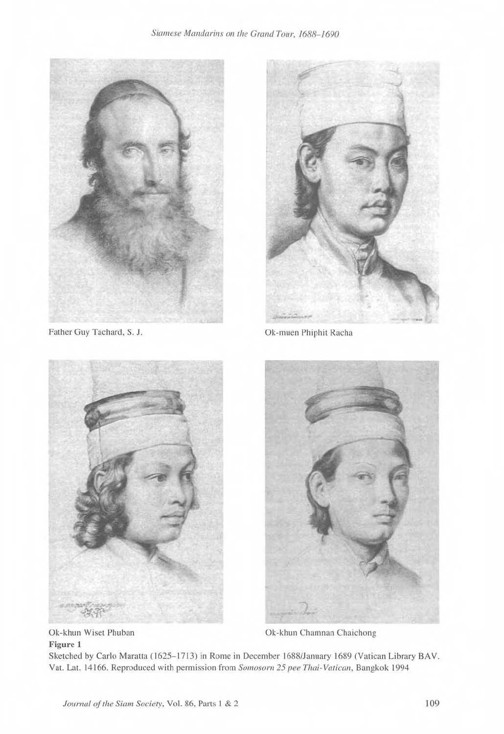Father Guy Tachard, S. J.

Ok-muen Phiphit Racha

Ok-khun Wiset Phuban

Ok-khun Chamnan Chaichong

**Figure 1**

Sketched by Carlo Maratta (1625–1713) in Rome in December 1688/January 1689 (Vatican Library BAV. Vat. Lat. 14166. Reproduced with permission from *Somosorn 25 pee Thai-Vatican*, Bangkok 1994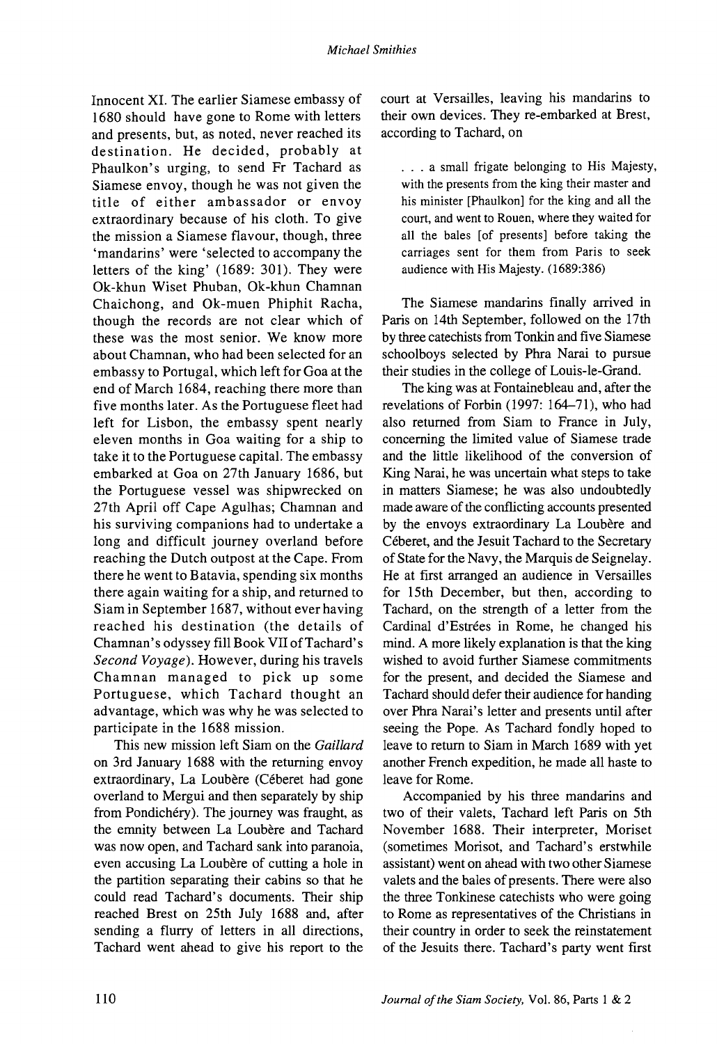Innocent XI. The earlier Siamese embassy of 1680 should have gone to Rome with letters and presents, but, as noted, never reached its destination. He decided, probably at Phaulkon's urging, to send Fr Tachard as Siamese envoy, though he was not given the title of either ambassador or envoy extraordinary because of his cloth. To give the mission a Siamese flavour, though, three 'mandarins' were 'selected to accompany the letters of the king' (1689: 301). They were Ok-khun Wiset Phuban, Ok-khun Chamnan Chaichong, and Ok-muen Phiphit Racha, though the records are not clear which of these was the most senior. We know more about Chamnan, who had been selected for an embassy to Portugal, which left for Goa at the end of March 1684, reaching there more than five months later. As the Portuguese fleet had left for Lisbon, the embassy spent nearly eleven months in Goa waiting for a ship to take it to the Portuguese capital. The embassy embarked at Goa on 27th January 1686, but the Portuguese vessel was shipwrecked on 27th April off Cape Agulhas; Chamnan and his surviving companions had to undertake a long and difficult journey overland before reaching the Dutch outpost at the Cape. From there he went to Batavia, spending six months there again waiting for a ship, and returned to Siam in September 1687, without ever having reached his destination (the details of Chamnan's odyssey fill Book VII of Tachard's *Second Voyage*). However, during his travels Chamnan managed to pick up some Portuguese, which Tachard thought an advantage, which was why he was selected to participate in the 1688 mission.

This new mission left Siam on the *Gaillard* on 3rd January 1688 with the returning envoy extraordinary, La Loubère (Céberet had gone overland to Mergui and then separately by ship from Pondichéry). The journey was fraught, as the emnity between La Loubère and Tachard was now open, and Tachard sank into paranoia, even accusing La Loubère of cutting a hole in the partition separating their cabins so that he could read Tachard's documents. Their ship reached Brest on 25th July 1688 and, after sending a flurry of letters in all directions, Tachard went ahead to give his report to the court at Versailles, leaving his mandarins to their own devices. They re-embarked at Brest, according to Tachard, on

> . . . a small frigate belonging to His Majesty, with the presents from the king their master and his minister [Phaulkon] for the king and all the court, and went to Rouen, where they waited for all the bales [of presents] before taking the carriages sent for them from Paris to seek audience with His Majesty. (1689:386)

The Siamese mandarins finally arrived in Paris on 14th September, followed on the 17th by three catechists from Tonkin and five Siamese schoolboys selected by Phra Narai to pursue their studies in the college of Louis-le-Grand.

The king was at Fontainebleau and, after the revelations of Forbin (1997: 164–71), who had also returned from Siam to France in July, concerning the limited value of Siamese trade and the little likelihood of the conversion of King Narai, he was uncertain what steps to take in matters Siamese; he was also undoubtedly made aware of the conflicting accounts presented by the envoys extraordinary La Loubère and Céberet, and the Jesuit Tachard to the Secretary of State for the Navy, the Marquis de Seignelay. He at first arranged an audience in Versailles for 15th December, but then, according to Tachard, on the strength of a letter from the Cardinal d'Estrées in Rome, he changed his mind. A more likely explanation is that the king wished to avoid further Siamese commitments for the present, and decided the Siamese and Tachard should defer their audience for handing over Phra Narai's letter and presents until after seeing the Pope. As Tachard fondly hoped to leave to return to Siam in March 1689 with yet another French expedition, he made all haste to leave for Rome.

Accompanied by his three mandarins and two of their valets, Tachard left Paris on 5th November 1688. Their interpreter, Moriset (sometimes Morisot, and Tachard's erstwhile assistant) went on ahead with two other Siamese valets and the bales of presents. There were also the three Tonkinese catechists who were going to Rome as representatives of the Christians in their country in order to seek the reinstatement of the Jesuits there. Tachard's party went first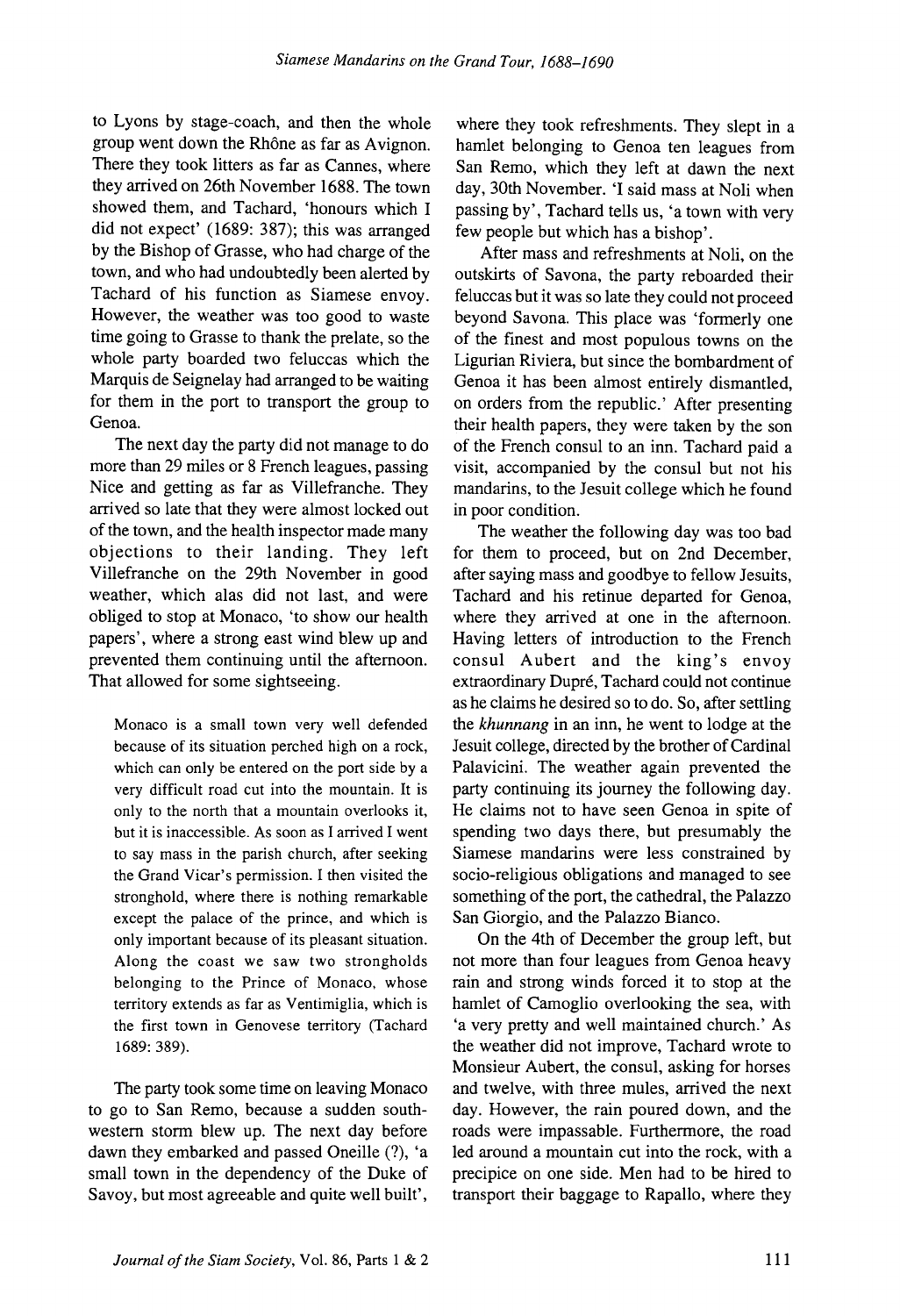to Lyons by stage-coach, and then the whole group went down the Rhône as far as Avignon. There they took litters as far as Cannes, where they arrived on 26th November 1688. The town showed them, and Tachard, 'honours which I did not expect' (1689: 387); this was arranged by the Bishop of Grasse, who had charge of the town, and who had undoubtedly been alerted by Tachard of his function as Siamese envoy. However, the weather was too good to waste time going to Grasse to thank the prelate, so the whole party boarded two feluccas which the Marquis de Seignelay had arranged to be waiting for them in the port to transport the group to Genoa.

The next day the party did not manage to do more than 29 miles or 8 French leagues, passing Nice and getting as far as Villefranche. They arrived so late that they were almost locked out of the town, and the health inspector made many objections to their landing. They left Villefranche on the 29th November in good weather, which alas did not last, and were obliged to stop at Monaco, 'to show our health papers', where a strong east wind blew up and prevented them continuing until the afternoon. That allowed for some sightseeing.

> Monaco is a small town very well defended because of its situation perched high on a rock, which can only be entered on the port side by a very difficult road cut into the mountain. It is only to the north that a mountain overlooks it, but it is inaccessible. As soon as I arrived I went to say mass in the parish church, after seeking the Grand Vicar's permission. I then visited the stronghold, where there is nothing remarkable except the palace of the prince, and which is only important because of its pleasant situation. Along the coast we saw two strongholds belonging to the Prince of Monaco, whose territory extends as far as Ventimiglia, which is the first town in Genovese territory (Tachard 1689: 389).

The party took some time on leaving Monaco to go to San Remo, because a sudden south-western storm blew up. The next day before dawn they embarked and passed Oneille (?), 'a small town in the dependency of the Duke of Savoy, but most agreeable and quite well built', where they took refreshments. They slept in a hamlet belonging to Genoa ten leagues from San Remo, which they left at dawn the next day, 30th November. 'I said mass at Noli when passing by', Tachard tells us, 'a town with very few people but which has a bishop'.

After mass and refreshments at Noli, on the outskirts of Savona, the party reboarded their feluccas but it was so late they could not proceed beyond Savona. This place was 'formerly one of the finest and most populous towns on the Ligurian Riviera, but since the bombardment of Genoa it has been almost entirely dismantled, on orders from the republic.' After presenting their health papers, they were taken by the son of the French consul to an inn. Tachard paid a visit, accompanied by the consul but not his mandarins, to the Jesuit college which he found in poor condition.

The weather the following day was too bad for them to proceed, but on 2nd December, after saying mass and goodbye to fellow Jesuits, Tachard and his retinue departed for Genoa, where they arrived at one in the afternoon. Having letters of introduction to the French consul Aubert and the king's envoy extraordinary Dupré, Tachard could not continue as he claims he desired so to do. So, after settling the *khunnang* in an inn, he went to lodge at the Jesuit college, directed by the brother of Cardinal Palavicini. The weather again prevented the party continuing its journey the following day. He claims not to have seen Genoa in spite of spending two days there, but presumably the Siamese mandarins were less constrained by socio-religious obligations and managed to see something of the port, the cathedral, the Palazzo San Giorgio, and the Palazzo Bianco.

On the 4th of December the group left, but not more than four leagues from Genoa heavy rain and strong winds forced it to stop at the hamlet of Camoglio overlooking the sea, with 'a very pretty and well maintained church.' As the weather did not improve, Tachard wrote to Monsieur Aubert, the consul, asking for horses and twelve, with three mules, arrived the next day. However, the rain poured down, and the roads were impassable. Furthermore, the road led around a mountain cut into the rock, with a precipice on one side. Men had to be hired to transport their baggage to Rapallo, where they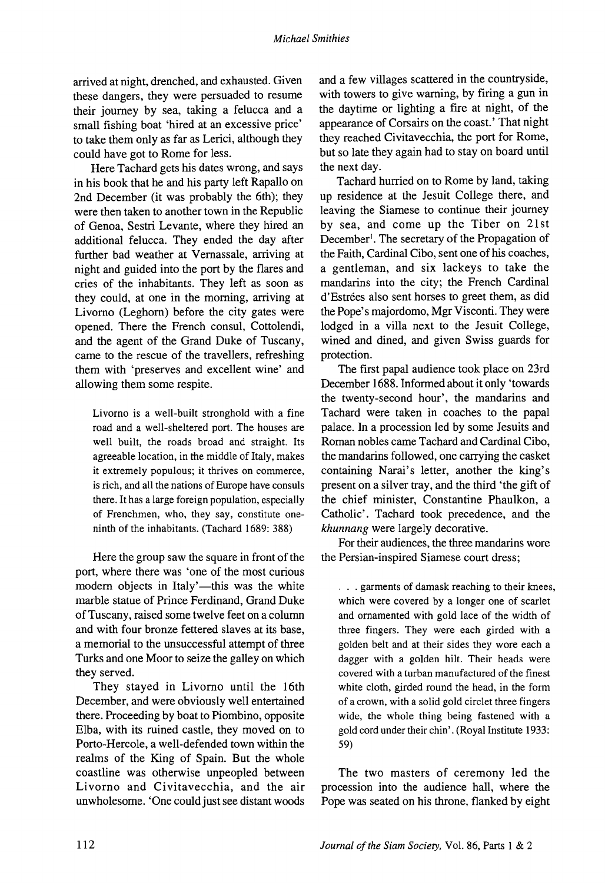arrived at night, drenched, and exhausted. Given these dangers, they were persuaded to resume their journey by sea, taking a felucca and a small fishing boat 'hired at an excessive price' to take them only as far as Lerici, although they could have got to Rome for less.

Here Tachard gets his dates wrong, and says in his book that he and his party left Rapallo on 2nd December (it was probably the 6th); they were then taken to another town in the Republic of Genoa, Sestri Levante, where they hired an additional felucca. They ended the day after further bad weather at Vernassale, arriving at night and guided into the port by the flares and cries of the inhabitants. They left as soon as they could, at one in the morning, arriving at Livorno (Leghorn) before the city gates were opened. There the French consul, Cottolendi, and the agent of the Grand Duke of Tuscany, came to the rescue of the travellers, refreshing them with 'preserves and excellent wine' and allowing them some respite.

> Livorno is a well-built stronghold with a fine road and a well-sheltered port. The houses are well built, the roads broad and straight. Its agreeable location, in the middle of Italy, makes it extremely populous; it thrives on commerce, is rich, and all the nations of Europe have consuls there. It has a large foreign population, especially of Frenchmen, who, they say, constitute one-ninth of the inhabitants. (Tachard 1689: 388)

Here the group saw the square in front of the port, where there was 'one of the most curious modern objects in Italy'—this was the white marble statue of Prince Ferdinand, Grand Duke of Tuscany, raised some twelve feet on a column and with four bronze fettered slaves at its base, a memorial to the unsuccessful attempt of three Turks and one Moor to seize the galley on which they served.

They stayed in Livorno until the 16th December, and were obviously well entertained there. Proceeding by boat to Piombino, opposite Elba, with its ruined castle, they moved on to Porto-Hercole, a well-defended town within the realms of the King of Spain. But the whole coastline was otherwise unpeopled between Livorno and Civitavecchia, and the air unwholesome. 'One could just see distant woods and a few villages scattered in the countryside, with towers to give warning, by firing a gun in the daytime or lighting a fire at night, of the appearance of Corsairs on the coast.' That night they reached Civitavecchia, the port for Rome, but so late they again had to stay on board until the next day.

Tachard hurried on to Rome by land, taking up residence at the Jesuit College there, and leaving the Siamese to continue their journey by sea, and come up the Tiber on 21st December[1]. The secretary of the Propagation of the Faith, Cardinal Cibo, sent one of his coaches, a gentleman, and six lackeys to take the mandarins into the city; the French Cardinal d'Estrées also sent horses to greet them, as did the Pope's majordomo, Mgr Visconti. They were lodged in a villa next to the Jesuit College, wined and dined, and given Swiss guards for protection.

The first papal audience took place on 23rd December 1688. Informed about it only 'towards the twenty-second hour', the mandarins and Tachard were taken in coaches to the papal palace. In a procession led by some Jesuits and Roman nobles came Tachard and Cardinal Cibo, the mandarins followed, one carrying the casket containing Narai's letter, another the king's present on a silver tray, and the third 'the gift of the chief minister, Constantine Phaulkon, a Catholic'. Tachard took precedence, and the *khunnang* were largely decorative.

For their audiences, the three mandarins wore the Persian-inspired Siamese court dress;

> . . . garments of damask reaching to their knees, which were covered by a longer one of scarlet and ornamented with gold lace of the width of three fingers. They were each girded with a golden belt and at their sides they wore each a dagger with a golden hilt. Their heads were covered with a turban manufactured of the finest white cloth, girded round the head, in the form of a crown, with a solid gold circlet three fingers wide, the whole thing being fastened with a gold cord under their chin'. (Royal Institute 1933: 59)

The two masters of ceremony led the procession into the audience hall, where the Pope was seated on his throne, flanked by eight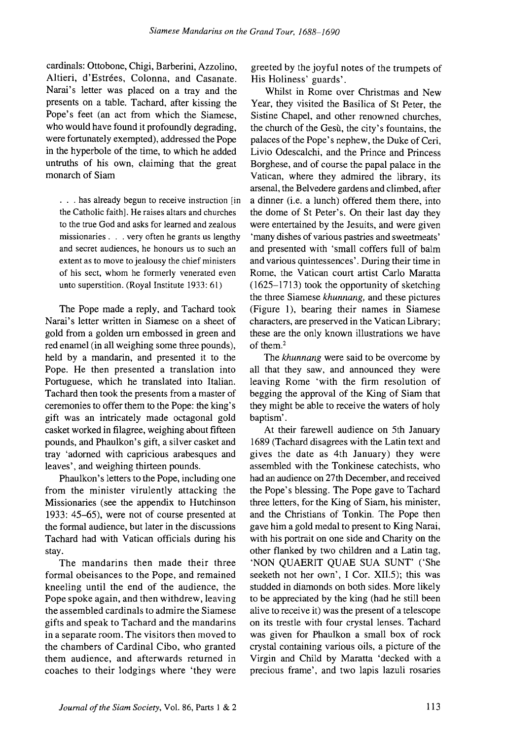cardinals: Ottobone, Chigi, Barberini, Azzolino, Altieri, d'Estrées, Colonna, and Casanate. Narai's letter was placed on a tray and the presents on a table. Tachard, after kissing the Pope's feet (an act from which the Siamese, who would have found it profoundly degrading, were fortunately exempted), addressed the Pope in the hyperbole of the time, to which he added untruths of his own, claiming that the great monarch of Siam

> . . . has already begun to receive instruction [in the Catholic faith]. He raises altars and churches to the true God and asks for learned and zealous missionaries . . . very often he grants us lengthy and secret audiences, he honours us to such an extent as to move to jealousy the chief ministers of his sect, whom he formerly venerated even unto superstition. (Royal Institute 1933: 61)

The Pope made a reply, and Tachard took Narai's letter written in Siamese on a sheet of gold from a golden urn embossed in green and red enamel (in all weighing some three pounds), held by a mandarin, and presented it to the Pope. He then presented a translation into Portuguese, which he translated into Italian. Tachard then took the presents from a master of ceremonies to offer them to the Pope: the king's gift was an intricately made octagonal gold casket worked in filagree, weighing about fifteen pounds, and Phaulkon's gift, a silver casket and tray 'adorned with capricious arabesques and leaves', and weighing thirteen pounds.

Phaulkon's letters to the Pope, including one from the minister virulently attacking the Missionaries (see the appendix to Hutchinson 1933: 45–65), were not of course presented at the formal audience, but later in the discussions Tachard had with Vatican officials during his stay.

The mandarins then made their three formal obeisances to the Pope, and remained kneeling until the end of the audience, the Pope spoke again, and then withdrew, leaving the assembled cardinals to admire the Siamese gifts and speak to Tachard and the mandarins in a separate room. The visitors then moved to the chambers of Cardinal Cibo, who granted them audience, and afterwards returned in coaches to their lodgings where 'they were greeted by the joyful notes of the trumpets of His Holiness' guards'.

Whilst in Rome over Christmas and New Year, they visited the Basilica of St Peter, the Sistine Chapel, and other renowned churches, the church of the Gesù, the city's fountains, the palaces of the Pope's nephew, the Duke of Ceri, Livio Odescalchi, and the Prince and Princess Borghese, and of course the papal palace in the Vatican, where they admired the library, its arsenal, the Belvedere gardens and climbed, after a dinner (i.e. a lunch) offered them there, into the dome of St Peter's. On their last day they were entertained by the Jesuits, and were given 'many dishes of various pastries and sweetmeats' and presented with 'small coffers full of balm and various quintessences'. During their time in Rome, the Vatican court artist Carlo Maratta (1625–1713) took the opportunity of sketching the three Siamese *khunnang,* and these pictures (Figure 1), bearing their names in Siamese characters, are preserved in the Vatican Library; these are the only known illustrations we have of them.[2]

The *khunnang* were said to be overcome by all that they saw, and announced they were leaving Rome 'with the firm resolution of begging the approval of the King of Siam that they might be able to receive the waters of holy baptism'.

At their farewell audience on 5th January 1689 (Tachard disagrees with the Latin text and gives the date as 4th January) they were assembled with the Tonkinese catechists, who had an audience on 27th December, and received the Pope's blessing. The Pope gave to Tachard three letters, for the King of Siam, his minister, and the Christians of Tonkin. The Pope then gave him a gold medal to present to King Narai, with his portrait on one side and Charity on the other flanked by two children and a Latin tag, 'NON QUAERIT QUAE SUA SUNT' ('She seeketh not her own', I Cor. XII.5); this was studded in diamonds on both sides. More likely to be appreciated by the king (had he still been alive to receive it) was the present of a telescope on its trestle with four crystal lenses. Tachard was given for Phaulkon a small box of rock crystal containing various oils, a picture of the Virgin and Child by Maratta 'decked with a precious frame', and two lapis lazuli rosaries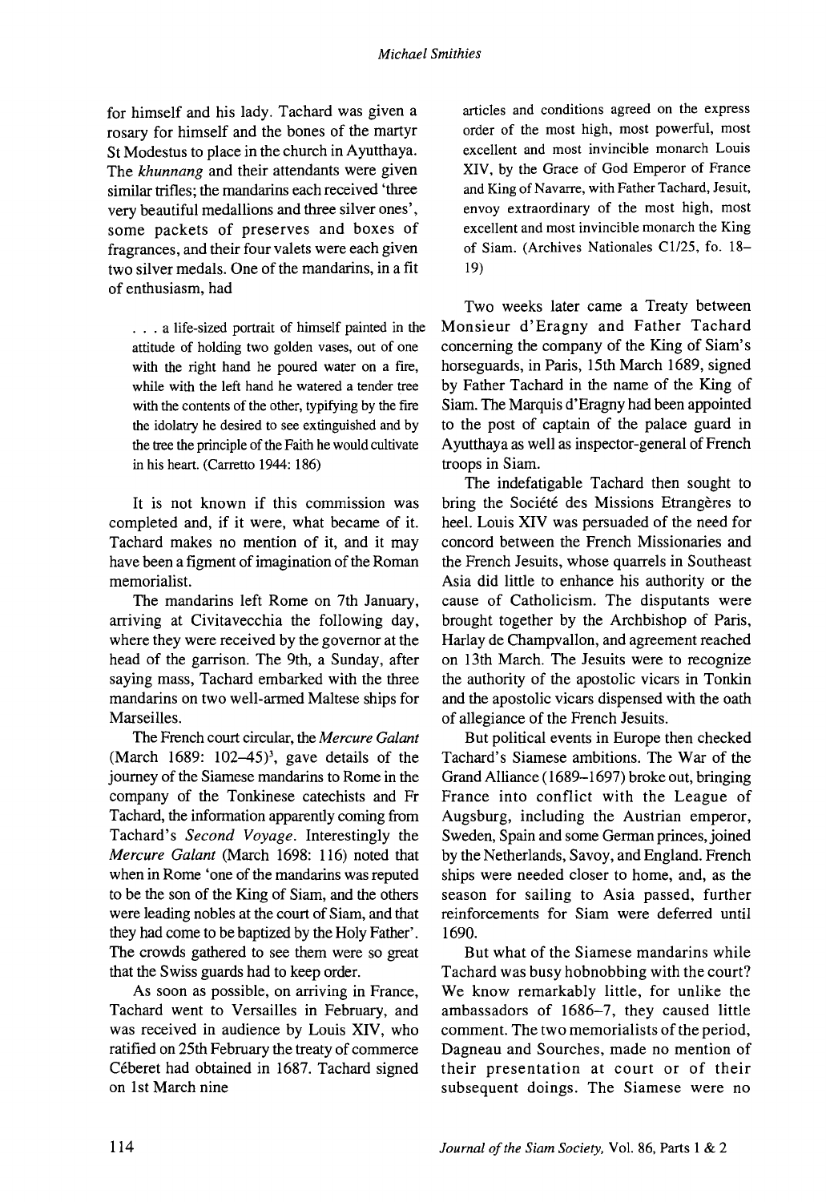for himself and his lady. Tachard was given a rosary for himself and the bones of the martyr St Modestus to place in the church in Ayutthaya. The *khunnang* and their attendants were given similar trifles; the mandarins each received 'three very beautiful medallions and three silver ones', some packets of preserves and boxes of fragrances, and their four valets were each given two silver medals. One of the mandarins, in a fit of enthusiasm, had

> . . . a life-sized portrait of himself painted in the attitude of holding two golden vases, out of one with the right hand he poured water on a fire, while with the left hand he watered a tender tree with the contents of the other, typifying by the fire the idolatry he desired to see extinguished and by the tree the principle of the Faith he would cultivate in his heart. (Carretto 1944: 186)

It is not known if this commission was completed and, if it were, what became of it. Tachard makes no mention of it, and it may have been a figment of imagination of the Roman memorialist.

The mandarins left Rome on 7th January, arriving at Civitavecchia the following day, where they were received by the governor at the head of the garrison. The 9th, a Sunday, after saying mass, Tachard embarked with the three mandarins on two well-armed Maltese ships for Marseilles.

The French court circular, the *Mercure Galant* (March 1689: 102–45)[3], gave details of the journey of the Siamese mandarins to Rome in the company of the Tonkinese catechists and Fr Tachard, the information apparently coming from Tachard's *Second Voyage*. Interestingly the *Mercure Galant* (March 1698: 116) noted that when in Rome 'one of the mandarins was reputed to be the son of the King of Siam, and the others were leading nobles at the court of Siam, and that they had come to be baptized by the Holy Father'. The crowds gathered to see them were so great that the Swiss guards had to keep order.

As soon as possible, on arriving in France, Tachard went to Versailles in February, and was received in audience by Louis XIV, who ratified on 25th February the treaty of commerce Céberet had obtained in 1687. Tachard signed on 1st March nine

> articles and conditions agreed on the express order of the most high, most powerful, most excellent and most invincible monarch Louis XIV, by the Grace of God Emperor of France and King of Navarre, with Father Tachard, Jesuit, envoy extraordinary of the most high, most excellent and most invincible monarch the King of Siam. (Archives Nationales C1/25, fo. 18–19)

Two weeks later came a Treaty between Monsieur d'Eragny and Father Tachard concerning the company of the King of Siam's horseguards, in Paris, 15th March 1689, signed by Father Tachard in the name of the King of Siam. The Marquis d'Eragny had been appointed to the post of captain of the palace guard in Ayutthaya as well as inspector-general of French troops in Siam.

The indefatigable Tachard then sought to bring the Société des Missions Etrangères to heel. Louis XIV was persuaded of the need for concord between the French Missionaries and the French Jesuits, whose quarrels in Southeast Asia did little to enhance his authority or the cause of Catholicism. The disputants were brought together by the Archbishop of Paris, Harlay de Champvallon, and agreement reached on 13th March. The Jesuits were to recognize the authority of the apostolic vicars in Tonkin and the apostolic vicars dispensed with the oath of allegiance of the French Jesuits.

But political events in Europe then checked Tachard's Siamese ambitions. The War of the Grand Alliance (1689–1697) broke out, bringing France into conflict with the League of Augsburg, including the Austrian emperor, Sweden, Spain and some German princes, joined by the Netherlands, Savoy, and England. French ships were needed closer to home, and, as the season for sailing to Asia passed, further reinforcements for Siam were deferred until 1690.

But what of the Siamese mandarins while Tachard was busy hobnobbing with the court? We know remarkably little, for unlike the ambassadors of 1686–7, they caused little comment. The two memorialists of the period, Dagneau and Sourches, made no mention of their presentation at court or of their subsequent doings. The Siamese were no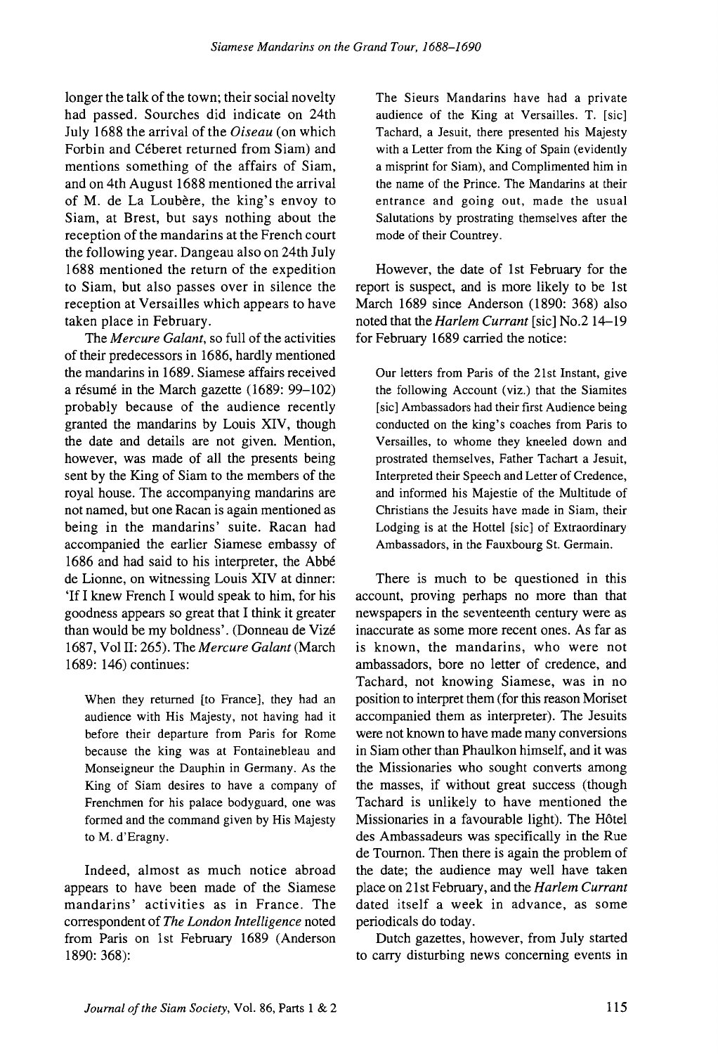longer the talk of the town; their social novelty had passed. Sourches did indicate on 24th July 1688 the arrival of the *Oiseau* (on which Forbin and Céberet returned from Siam) and mentions something of the affairs of Siam, and on 4th August 1688 mentioned the arrival of M. de La Loubère, the king's envoy to Siam, at Brest, but says nothing about the reception of the mandarins at the French court the following year. Dangeau also on 24th July 1688 mentioned the return of the expedition to Siam, but also passes over in silence the reception at Versailles which appears to have taken place in February.

The *Mercure Galant*, so full of the activities of their predecessors in 1686, hardly mentioned the mandarins in 1689. Siamese affairs received a résumé in the March gazette (1689: 99–102) probably because of the audience recently granted the mandarins by Louis XIV, though the date and details are not given. Mention, however, was made of all the presents being sent by the King of Siam to the members of the royal house. The accompanying mandarins are not named, but one Racan is again mentioned as being in the mandarins' suite. Racan had accompanied the earlier Siamese embassy of 1686 and had said to his interpreter, the Abbé de Lionne, on witnessing Louis XIV at dinner: 'If I knew French I would speak to him, for his goodness appears so great that I think it greater than would be my boldness'. (Donneau de Vizé 1687, Vol II: 265). The *Mercure Galant* (March 1689: 146) continues:

> When they returned [to France], they had an audience with His Majesty, not having had it before their departure from Paris for Rome because the king was at Fontainebleau and Monseigneur the Dauphin in Germany. As the King of Siam desires to have a company of Frenchmen for his palace bodyguard, one was formed and the command given by His Majesty to M. d'Eragny.

Indeed, almost as much notice abroad appears to have been made of the Siamese mandarins' activities as in France. The correspondent of *The London Intelligence* noted from Paris on 1st February 1689 (Anderson 1890: 368):

> The Sieurs Mandarins have had a private audience of the King at Versailles. T. [sic] Tachard, a Jesuit, there presented his Majesty with a Letter from the King of Spain (evidently a misprint for Siam), and Complimented him in the name of the Prince. The Mandarins at their entrance and going out, made the usual Salutations by prostrating themselves after the mode of their Countrey.

However, the date of 1st February for the report is suspect, and is more likely to be 1st March 1689 since Anderson (1890: 368) also noted that the *Harlem Currant* [sic] No.2 14–19 for February 1689 carried the notice:

> Our letters from Paris of the 21st Instant, give the following Account (viz.) that the Siamites [sic] Ambassadors had their first Audience being conducted on the king's coaches from Paris to Versailles, to whome they kneeled down and prostrated themselves, Father Tachart a Jesuit, Interpreted their Speech and Letter of Credence, and informed his Majestie of the Multitude of Christians the Jesuits have made in Siam, their Lodging is at the Hottel [sic] of Extraordinary Ambassadors, in the Fauxbourg St. Germain.

There is much to be questioned in this account, proving perhaps no more than that newspapers in the seventeenth century were as inaccurate as some more recent ones. As far as is known, the mandarins, who were not ambassadors, bore no letter of credence, and Tachard, not knowing Siamese, was in no position to interpret them (for this reason Moriset accompanied them as interpreter). The Jesuits were not known to have made many conversions in Siam other than Phaulkon himself, and it was the Missionaries who sought converts among the masses, if without great success (though Tachard is unlikely to have mentioned the Missionaries in a favourable light). The Hôtel des Ambassadeurs was specifically in the Rue de Tournon. Then there is again the problem of the date; the audience may well have taken place on 21st February, and the *Harlem Currant* dated itself a week in advance, as some periodicals do today.

Dutch gazettes, however, from July started to carry disturbing news concerning events in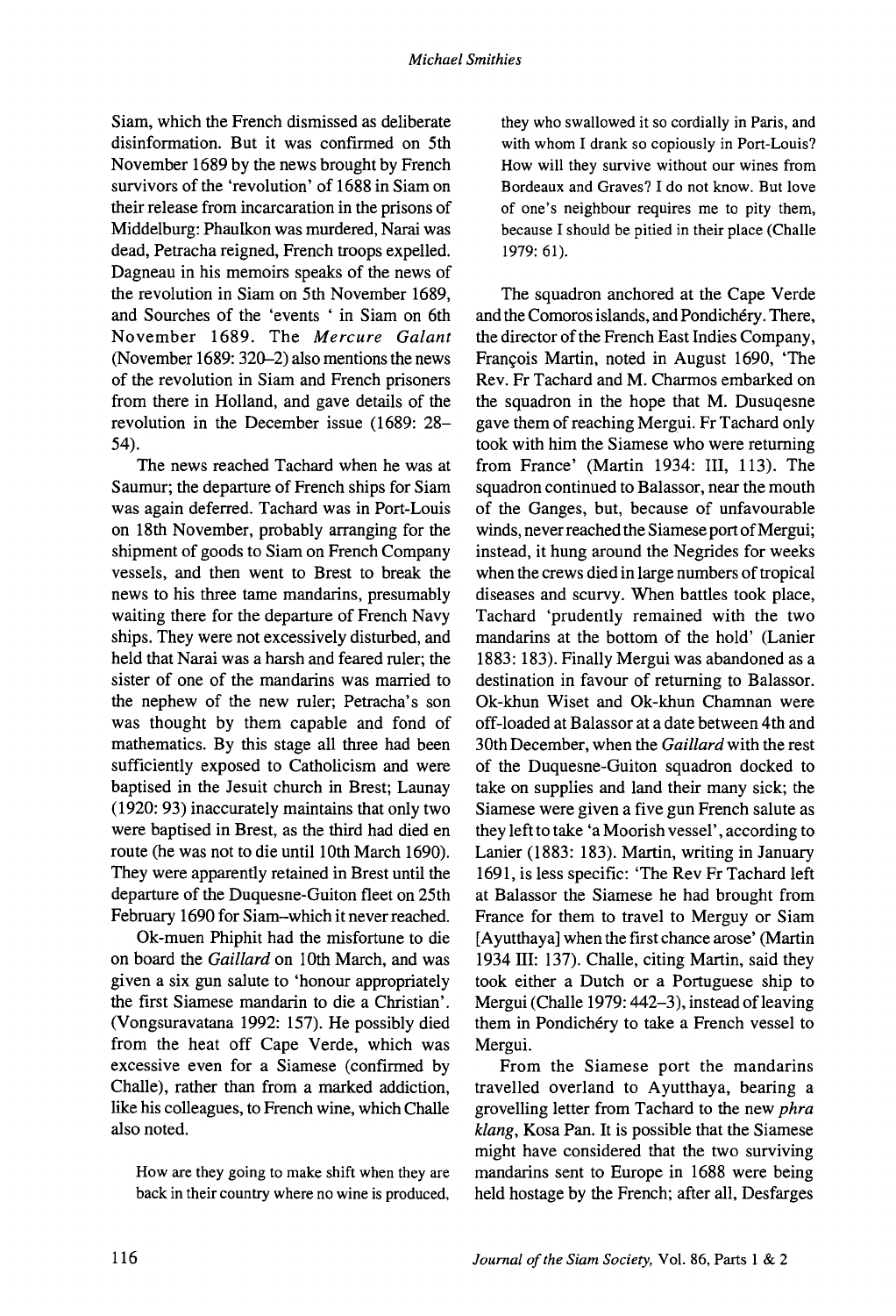Siam, which the French dismissed as deliberate disinformation. But it was confirmed on 5th November 1689 by the news brought by French survivors of the 'revolution' of 1688 in Siam on their release from incarcaration in the prisons of Middelburg: Phaulkon was murdered, Narai was dead, Petracha reigned, French troops expelled. Dagneau in his memoirs speaks of the news of the revolution in Siam on 5th November 1689, and Sourches of the 'events ' in Siam on 6th November 1689. The *Mercure Galant* (November 1689: 320–2) also mentions the news of the revolution in Siam and French prisoners from there in Holland, and gave details of the revolution in the December issue (1689: 28–54).

The news reached Tachard when he was at Saumur; the departure of French ships for Siam was again deferred. Tachard was in Port-Louis on 18th November, probably arranging for the shipment of goods to Siam on French Company vessels, and then went to Brest to break the news to his three tame mandarins, presumably waiting there for the departure of French Navy ships. They were not excessively disturbed, and held that Narai was a harsh and feared ruler; the sister of one of the mandarins was married to the nephew of the new ruler; Petracha's son was thought by them capable and fond of mathematics. By this stage all three had been sufficiently exposed to Catholicism and were baptised in the Jesuit church in Brest; Launay (1920: 93) inaccurately maintains that only two were baptised in Brest, as the third had died en route (he was not to die until 10th March 1690). They were apparently retained in Brest until the departure of the Duquesne-Guiton fleet on 25th February 1690 for Siam–which it never reached.

Ok-muen Phiphit had the misfortune to die on board the *Gaillard* on 10th March, and was given a six gun salute to 'honour appropriately the first Siamese mandarin to die a Christian'. (Vongsuravatana 1992: 157). He possibly died from the heat off Cape Verde, which was excessive even for a Siamese (confirmed by Challe), rather than from a marked addiction, like his colleagues, to French wine, which Challe also noted.

> How are they going to make shift when they are back in their country where no wine is produced, they who swallowed it so cordially in Paris, and with whom I drank so copiously in Port-Louis? How will they survive without our wines from Bordeaux and Graves? I do not know. But love of one's neighbour requires me to pity them, because I should be pitied in their place (Challe 1979: 61).

The squadron anchored at the Cape Verde and the Comoros islands, and Pondichéry. There, the director of the French East Indies Company, François Martin, noted in August 1690, 'The Rev. Fr Tachard and M. Charmos embarked on the squadron in the hope that M. Dusuqesne gave them of reaching Mergui. Fr Tachard only took with him the Siamese who were returning from France' (Martin 1934: III, 113). The squadron continued to Balassor, near the mouth of the Ganges, but, because of unfavourable winds, never reached the Siamese port of Mergui; instead, it hung around the Negrides for weeks when the crews died in large numbers of tropical diseases and scurvy. When battles took place, Tachard 'prudently remained with the two mandarins at the bottom of the hold' (Lanier 1883: 183). Finally Mergui was abandoned as a destination in favour of returning to Balassor. Ok-khun Wiset and Ok-khun Chamnan were off-loaded at Balassor at a date between 4th and 30th December, when the *Gaillard* with the rest of the Duquesne-Guiton squadron docked to take on supplies and land their many sick; the Siamese were given a five gun French salute as they left to take 'a Moorish vessel', according to Lanier (1883: 183). Martin, writing in January 1691, is less specific: 'The Rev Fr Tachard left at Balassor the Siamese he had brought from France for them to travel to Merguy or Siam [Ayutthaya] when the first chance arose' (Martin 1934 III: 137). Challe, citing Martin, said they took either a Dutch or a Portuguese ship to Mergui (Challe 1979: 442–3), instead of leaving them in Pondichéry to take a French vessel to Mergui.

From the Siamese port the mandarins travelled overland to Ayutthaya, bearing a grovelling letter from Tachard to the new *phra klang*, Kosa Pan. It is possible that the Siamese might have considered that the two surviving mandarins sent to Europe in 1688 were being held hostage by the French; after all, Desfarges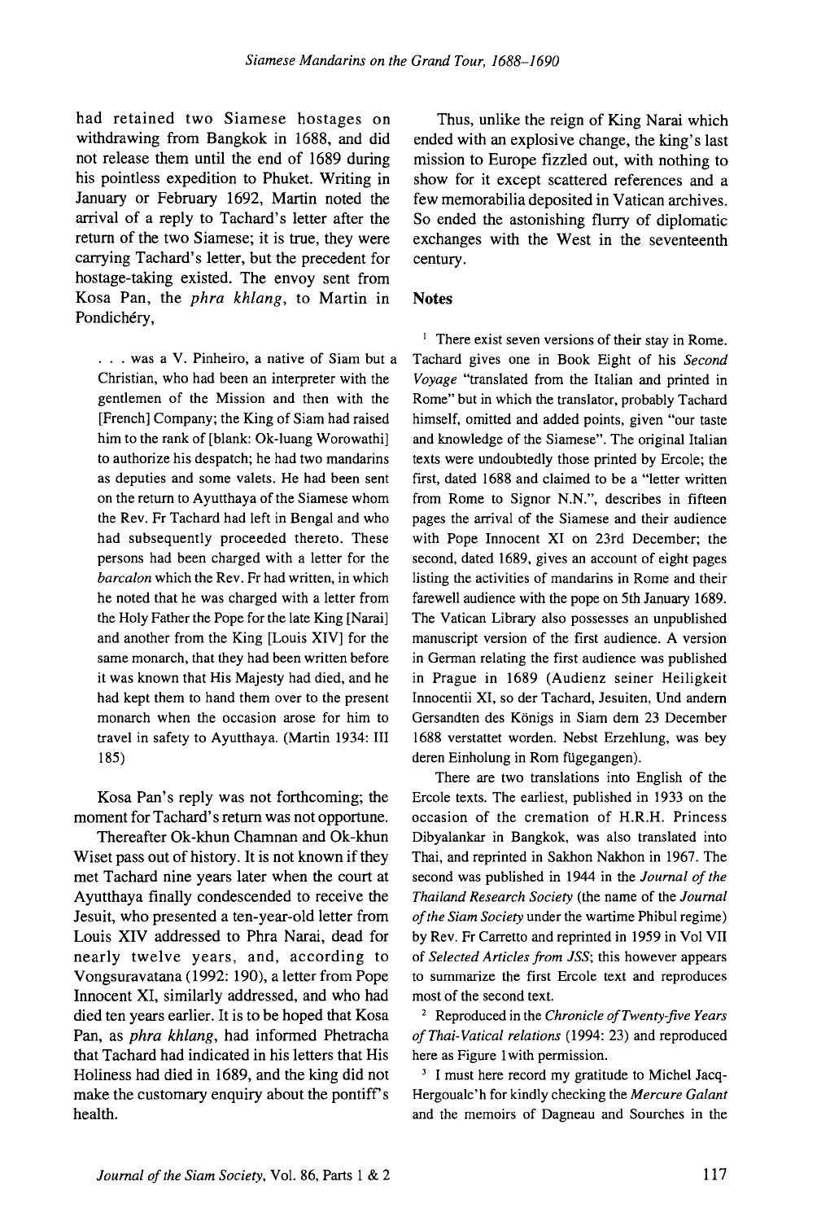had retained two Siamese hostages on withdrawing from Bangkok in 1688, and did not release them until the end of 1689 during his pointless expedition to Phuket. Writing in January or February 1692, Martin noted the arrival of a reply to Tachard's letter after the return of the two Siamese; it is true, they were carrying Tachard's letter, but the precedent for hostage-taking existed. The envoy sent from Kosa Pan, the *phra khlang*, to Martin in Pondichéry,

> . . . was a V. Pinheiro, a native of Siam but a Christian, who had been an interpreter with the gentlemen of the Mission and then with the [French] Company; the King of Siam had raised him to the rank of [blank: Ok-luang Worowathi] to authorize his despatch; he had two mandarins as deputies and some valets. He had been sent on the return to Ayutthaya of the Siamese whom the Rev. Fr Tachard had left in Bengal and who had subsequently proceeded thereto. These persons had been charged with a letter for the *barcalon* which the Rev. Fr had written, in which he noted that he was charged with a letter from the Holy Father the Pope for the late King [Narai] and another from the King [Louis XIV] for the same monarch, that they had been written before it was known that His Majesty had died, and he had kept them to hand them over to the present monarch when the occasion arose for him to travel in safety to Ayutthaya. (Martin 1934: III 185)

Kosa Pan's reply was not forthcoming; the moment for Tachard's return was not opportune.

Thereafter Ok-khun Chamnan and Ok-khun Wiset pass out of history. It is not known if they met Tachard nine years later when the court at Ayutthaya finally condescended to receive the Jesuit, who presented a ten-year-old letter from Louis XIV addressed to Phra Narai, dead for nearly twelve years, and, according to Vongsuravatana (1992: 190), a letter from Pope Innocent XI, similarly addressed, and who had died ten years earlier. It is to be hoped that Kosa Pan, as *phra khlang*, had informed Phetracha that Tachard had indicated in his letters that His Holiness had died in 1689, and the king did not make the customary enquiry about the pontiff's health.

Thus, unlike the reign of King Narai which ended with an explosive change, the king's last mission to Europe fizzled out, with nothing to show for it except scattered references and a few memorabilia deposited in Vatican archives. So ended the astonishing flurry of diplomatic exchanges with the West in the seventeenth century.

## Notes

[1] There exist seven versions of their stay in Rome. Tachard gives one in Book Eight of his *Second Voyage* "translated from the Italian and printed in Rome" but in which the translator, probably Tachard himself, omitted and added points, given "our taste and knowledge of the Siamese". The original Italian texts were undoubtedly those printed by Ercole; the first, dated 1688 and claimed to be a "letter written from Rome to Signor N.N.", describes in fifteen pages the arrival of the Siamese and their audience with Pope Innocent XI on 23rd December; the second, dated 1689, gives an account of eight pages listing the activities of mandarins in Rome and their farewell audience with the pope on 5th January 1689. The Vatican Library also possesses an unpublished manuscript version of the first audience. A version in German relating the first audience was published in Prague in 1689 (Audienz seiner Heiligkeit Innocentii XI, so der Tachard, Jesuiten, Und andern Gersandten des Königs in Siam dem 23 December 1688 verstattet worden. Nebst Erzehlung, was bey deren Einholung in Rom fügegangen).

There are two translations into English of the Ercole texts. The earliest, published in 1933 on the occasion of the cremation of H.R.H. Princess Dibyalankar in Bangkok, was also translated into Thai, and reprinted in Sakhon Nakhon in 1967. The second was published in 1944 in the *Journal of the Thailand Research Society* (the name of the *Journal of the Siam Society* under the wartime Phibul regime) by Rev. Fr Carretto and reprinted in 1959 in Vol VII of *Selected Articles from JSS*; this however appears to summarize the first Ercole text and reproduces most of the second text.

[2] Reproduced in the *Chronicle of Twenty-five Years of Thai-Vatical relations* (1994: 23) and reproduced here as Figure 1 with permission.

[3] I must here record my gratitude to Michel Jacq-Hergoualc'h for kindly checking the *Mercure Galant* and the memoirs of Dagneau and Sourches in the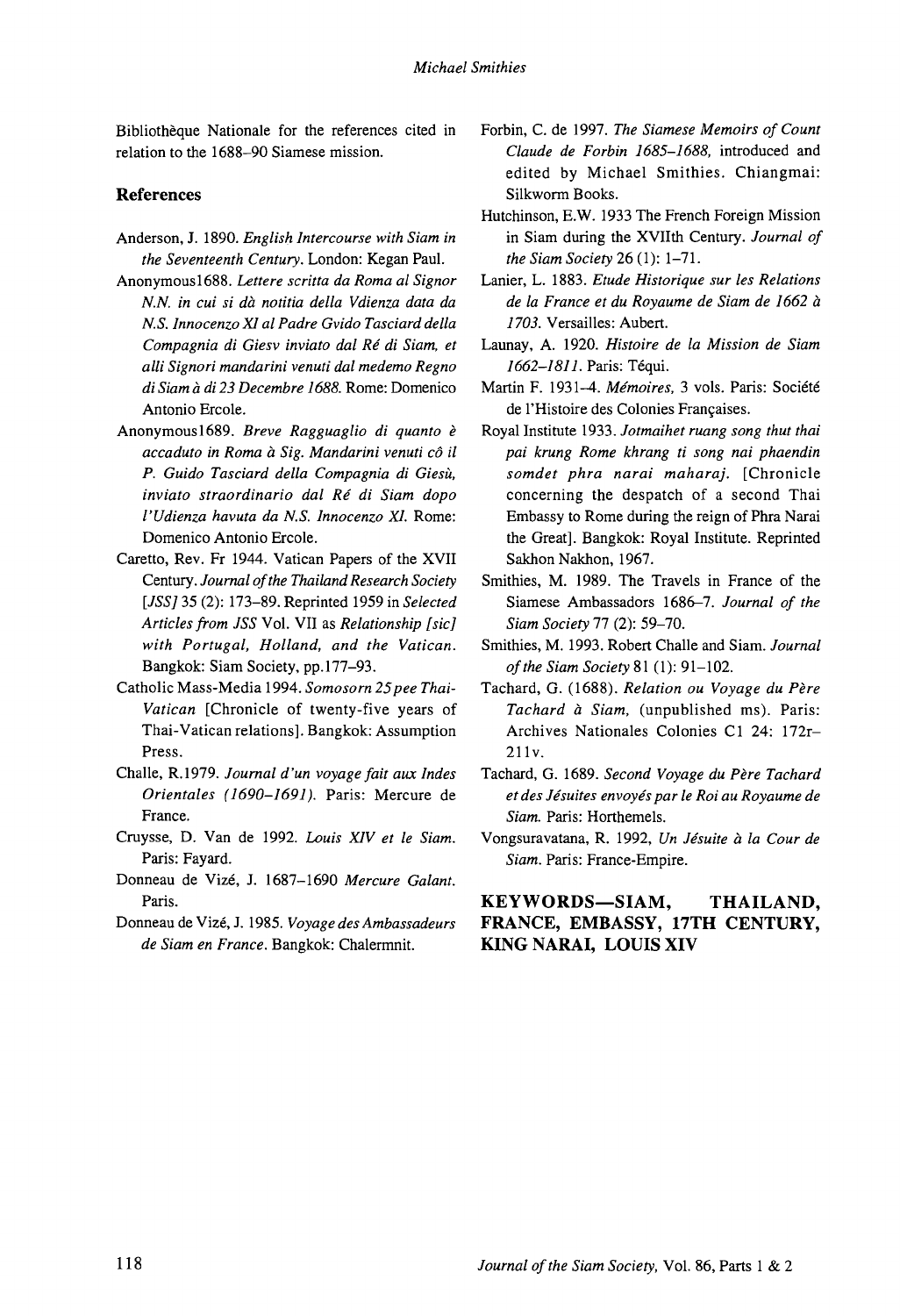Bibliothèque Nationale for the references cited in relation to the 1688–90 Siamese mission.

## References

Anderson, J. 1890. *English Intercourse with Siam in the Seventeenth Century.* London: Kegan Paul.

Anonymous1688. *Lettere scritta da Roma al Signor N.N. in cui si dà notitia della Vdienza data da N.S. Innocenzo XI al Padre Gvido Tasciard della Compagnia di Giesv inviato dal Ré di Siam, et alli Signori mandarini venuti dal medemo Regno di Siam à di 23 Decembre 1688.* Rome: Domenico Antonio Ercole.

Anonymous1689. *Breve Ragguaglio di quanto è accaduto in Roma à Sig. Mandarini venuti cô il P. Guido Tasciard della Compagnia di Giesù, inviato straordinario dal Ré di Siam dopo l'Udienza havuta da N.S. Innocenzo XI.* Rome: Domenico Antonio Ercole.

Caretto, Rev. Fr 1944. Vatican Papers of the XVII Century. *Journal of the Thailand Research Society [JSS]* 35 (2): 173–89. Reprinted 1959 in *Selected Articles from JSS* Vol. VII as *Relationship [sic] with Portugal, Holland, and the Vatican.* Bangkok: Siam Society, pp.177–93.

Catholic Mass-Media 1994. *Somosorn 25 pee Thai-Vatican* [Chronicle of twenty-five years of Thai-Vatican relations]. Bangkok: Assumption Press.

Challe, R.1979. *Journal d'un voyage fait aux Indes Orientales (1690–1691).* Paris: Mercure de France.

Cruysse, D. Van de 1992. *Louis XIV et le Siam.* Paris: Fayard.

Donneau de Vizé, J. 1687–1690 *Mercure Galant.* Paris.

Donneau de Vizé, J. 1985. *Voyage des Ambassadeurs de Siam en France.* Bangkok: Chalermnit.

Forbin, C. de 1997. *The Siamese Memoirs of Count Claude de Forbin 1685–1688,* introduced and edited by Michael Smithies. Chiangmai: Silkworm Books.

Hutchinson, E.W. 1933 The French Foreign Mission in Siam during the XVIIth Century. *Journal of the Siam Society* 26 (1): 1–71.

Lanier, L. 1883. *Etude Historique sur les Relations de la France et du Royaume de Siam de 1662 à 1703.* Versailles: Aubert.

Launay, A. 1920. *Histoire de la Mission de Siam 1662–1811.* Paris: Téqui.

Martin F. 1931–4. *Mémoires,* 3 vols. Paris: Société de l'Histoire des Colonies Françaises.

Royal Institute 1933. *Jotmaihet ruang song thut thai pai krung Rome khrang ti song nai phaendin somdet phra narai maharaj.* [Chronicle concerning the despatch of a second Thai Embassy to Rome during the reign of Phra Narai the Great]. Bangkok: Royal Institute. Reprinted Sakhon Nakhon, 1967.

Smithies, M. 1989. The Travels in France of the Siamese Ambassadors 1686–7. *Journal of the Siam Society* 77 (2): 59–70.

Smithies, M. 1993. Robert Challe and Siam. *Journal of the Siam Society* 81 (1): 91–102.

Tachard, G. (1688). *Relation ou Voyage du Père Tachard à Siam,* (unpublished ms). Paris: Archives Nationales Colonies C1 24: 172r–211v.

Tachard, G. 1689. *Second Voyage du Père Tachard et des Jésuites envoyés par le Roi au Royaume de Siam.* Paris: Horthemels.

Vongsuravatana, R. 1992, *Un Jésuite à la Cour de Siam.* Paris: France-Empire.

**KEYWORDS—SIAM, THAILAND, FRANCE, EMBASSY, 17TH CENTURY, KING NARAI, LOUIS XIV**